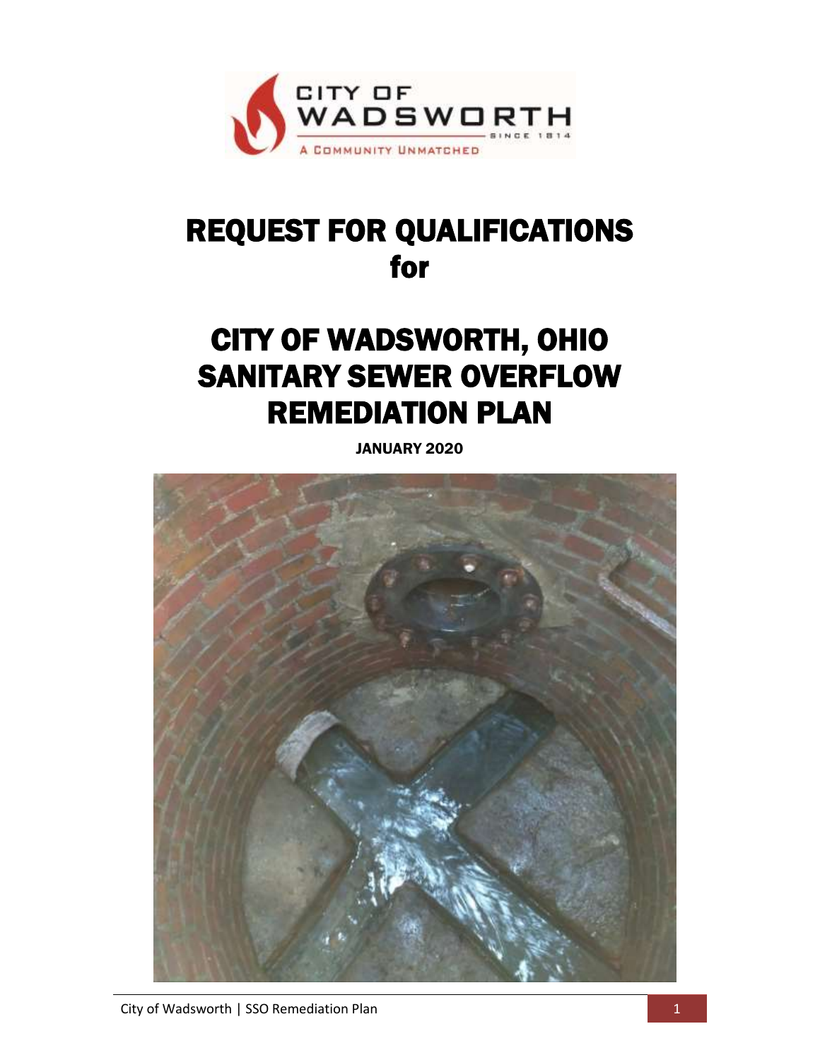# REQUEST FOR QUALIFICATIONS for

# CITY OF WADSWORTH, OHIO SANITARY SEWER OVERFLOW REMEDIATION PLAN

**JANUARY 2020**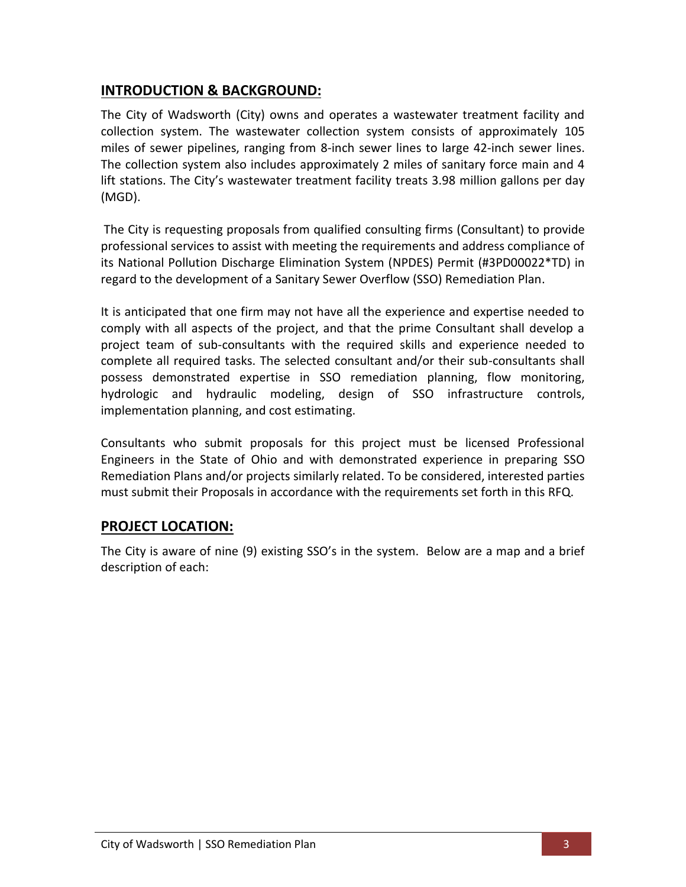## INTRODUCTION & BACKGROUND:

The City of Wadsworth (City) owns and operates a wastewater treatment facility and collection system. The wastewater collection system consists of approximately 105 miles of sewer pipelines, ranging from 8-inch sewer lines to large 42-inch sewer lines. The collection system also includes approximately 2 miles of sanitary force main and 4 lift stations. The City's wastewater treatment facility treats 3.98 million gallons per day (MGD).

The City is requesting proposals from qualified consulting firms (Consultant) to provide professional services to assist with meeting the requirements and address compliance of its National Pollution Discharge Elimination System (NPDES) Permit (#3PD00022*TD) in regard to the development of a Sanitary Sewer Overflow (SSO) Remediation Plan.

It is anticipated that one firm may not have all the experience and expertise needed to comply with all aspects of the project, and that the prime Consultant shall develop a project team of sub-consultants with the required skills and experience needed to complete all required tasks. The selected consultant and/or their sub-consultants shall possess demonstrated expertise in SSO remediation planning, flow monitoring, hydrologic and hydraulic modeling, design of SSO infrastructure controls, implementation planning, and cost estimating.

Consultants who submit proposals for this project must be licensed Professional Engineers in the State of Ohio and with demonstrated experience in preparing SSO Remediation Plans and/or projects similarly related. To be considered, interested parties must submit their Proposals in accordance with the requirements set forth in this RFQ.

## PROJECT LOCATION:

The City is aware of nine (9) existing SSO's in the system. Below are a map and a brief description of each: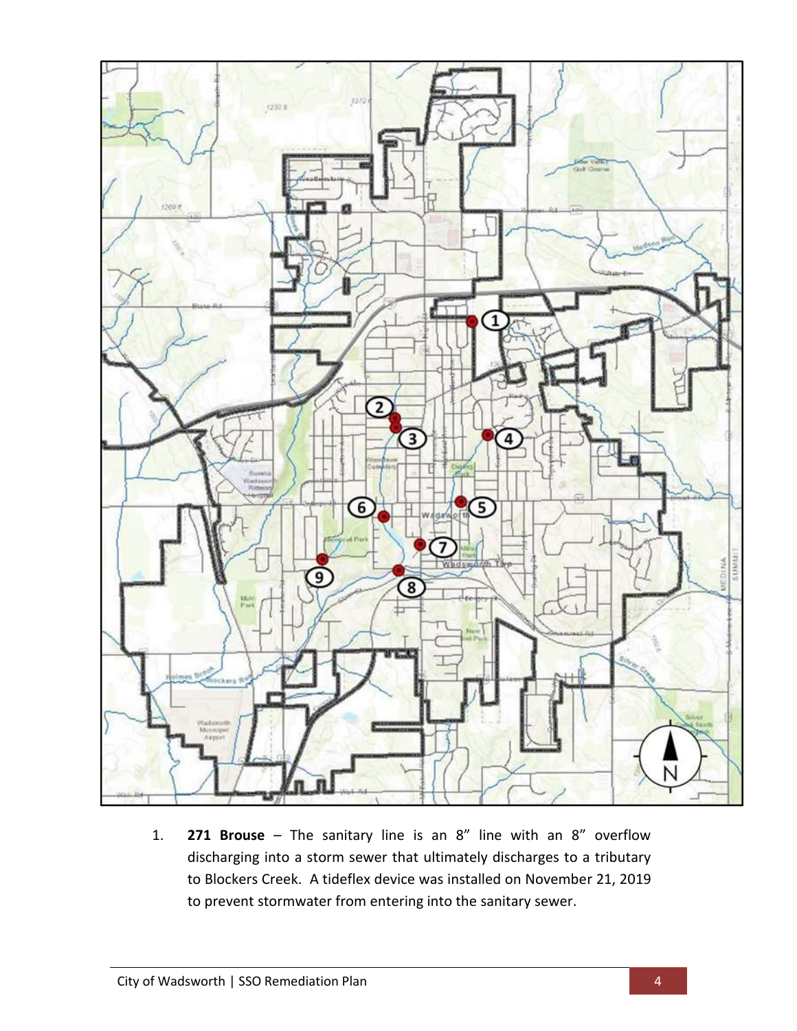1. **271 Brouse** – The sanitary line is an 8" line with an 8" overflow discharging into a storm sewer that ultimately discharges to a tributary to Blockers Creek. A tideflex device was installed on November 21, 2019 to prevent stormwater from entering into the sanitary sewer.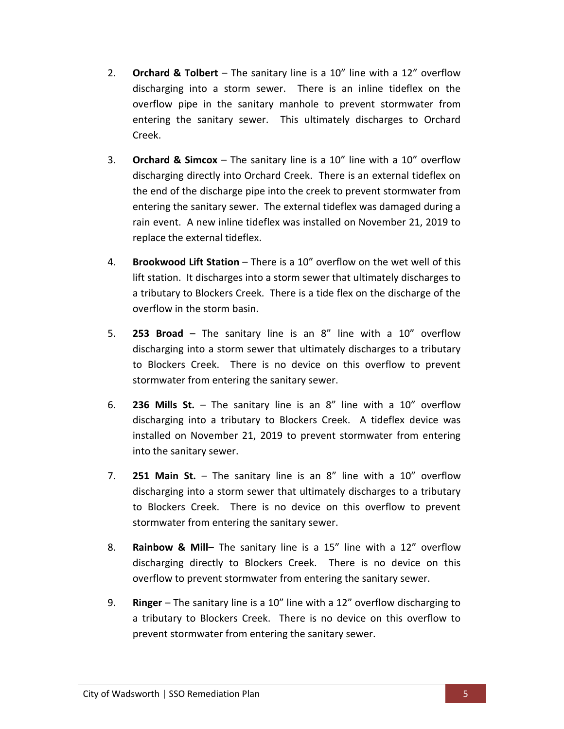2. **Orchard & Tolbert** – The sanitary line is a 10" line with a 12" overflow discharging into a storm sewer. There is an inline tideflex on the overflow pipe in the sanitary manhole to prevent stormwater from entering the sanitary sewer. This ultimately discharges to Orchard Creek.

3. **Orchard & Simcox** – The sanitary line is a 10" line with a 10" overflow discharging directly into Orchard Creek. There is an external tideflex on the end of the discharge pipe into the creek to prevent stormwater from entering the sanitary sewer. The external tideflex was damaged during a rain event. A new inline tideflex was installed on November 21, 2019 to replace the external tideflex.

4. **Brookwood Lift Station** – There is a 10" overflow on the wet well of this lift station. It discharges into a storm sewer that ultimately discharges to a tributary to Blockers Creek. There is a tide flex on the discharge of the overflow in the storm basin.

5. **253 Broad** – The sanitary line is an 8" line with a 10" overflow discharging into a storm sewer that ultimately discharges to a tributary to Blockers Creek. There is no device on this overflow to prevent stormwater from entering the sanitary sewer.

6. **236 Mills St.** – The sanitary line is an 8" line with a 10" overflow discharging into a tributary to Blockers Creek. A tideflex device was installed on November 21, 2019 to prevent stormwater from entering into the sanitary sewer.

7. **251 Main St.** – The sanitary line is an 8" line with a 10" overflow discharging into a storm sewer that ultimately discharges to a tributary to Blockers Creek. There is no device on this overflow to prevent stormwater from entering the sanitary sewer.

8. **Rainbow & Mill**– The sanitary line is a 15" line with a 12" overflow discharging directly to Blockers Creek. There is no device on this overflow to prevent stormwater from entering the sanitary sewer.

9. **Ringer** – The sanitary line is a 10" line with a 12" overflow discharging to a tributary to Blockers Creek. There is no device on this overflow to prevent stormwater from entering the sanitary sewer.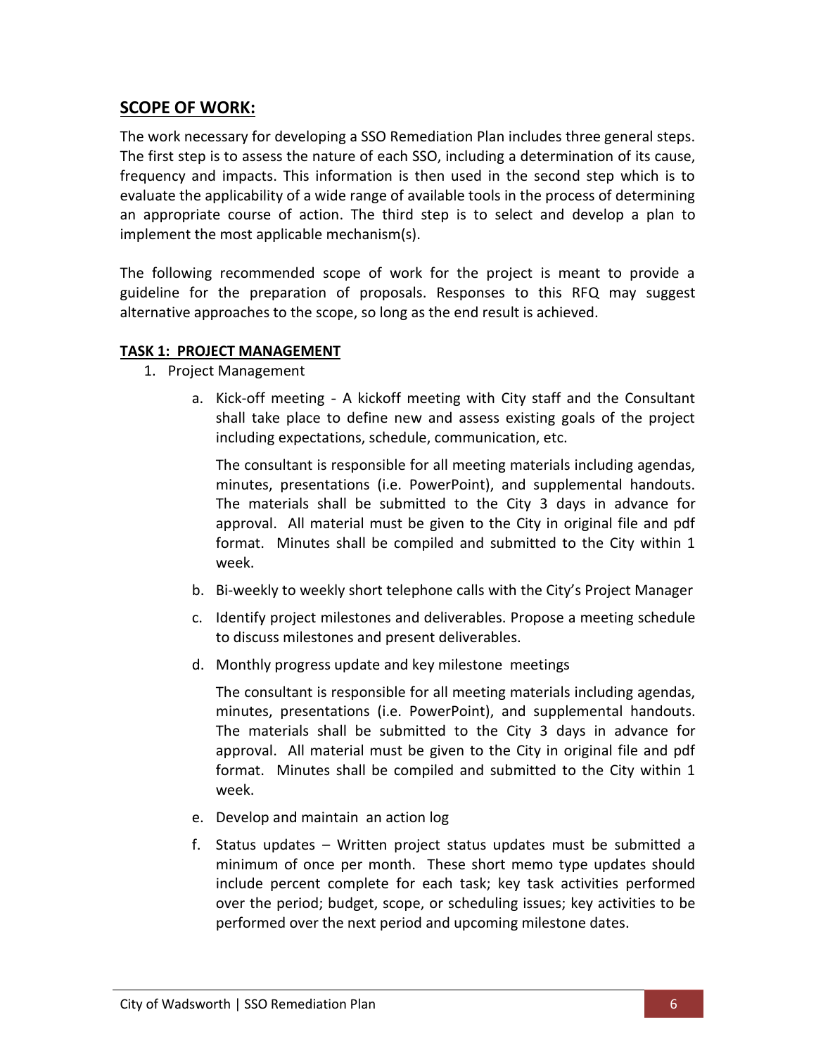## SCOPE OF WORK:

The work necessary for developing a SSO Remediation Plan includes three general steps. The first step is to assess the nature of each SSO, including a determination of its cause, frequency and impacts. This information is then used in the second step which is to evaluate the applicability of a wide range of available tools in the process of determining an appropriate course of action. The third step is to select and develop a plan to implement the most applicable mechanism(s).

The following recommended scope of work for the project is meant to provide a guideline for the preparation of proposals. Responses to this RFQ may suggest alternative approaches to the scope, so long as the end result is achieved.

### TASK 1: PROJECT MANAGEMENT

1. Project Management
   a. Kick-off meeting - A kickoff meeting with City staff and the Consultant shall take place to define new and assess existing goals of the project including expectations, schedule, communication, etc.

      The consultant is responsible for all meeting materials including agendas, minutes, presentations (i.e. PowerPoint), and supplemental handouts. The materials shall be submitted to the City 3 days in advance for approval. All material must be given to the City in original file and pdf format. Minutes shall be compiled and submitted to the City within 1 week.

   b. Bi-weekly to weekly short telephone calls with the City's Project Manager
   c. Identify project milestones and deliverables. Propose a meeting schedule to discuss milestones and present deliverables.
   d. Monthly progress update and key milestone meetings

      The consultant is responsible for all meeting materials including agendas, minutes, presentations (i.e. PowerPoint), and supplemental handouts. The materials shall be submitted to the City 3 days in advance for approval. All material must be given to the City in original file and pdf format. Minutes shall be compiled and submitted to the City within 1 week.

   e. Develop and maintain an action log
   f. Status updates – Written project status updates must be submitted a minimum of once per month. These short memo type updates should include percent complete for each task; key task activities performed over the period; budget, scope, or scheduling issues; key activities to be performed over the next period and upcoming milestone dates.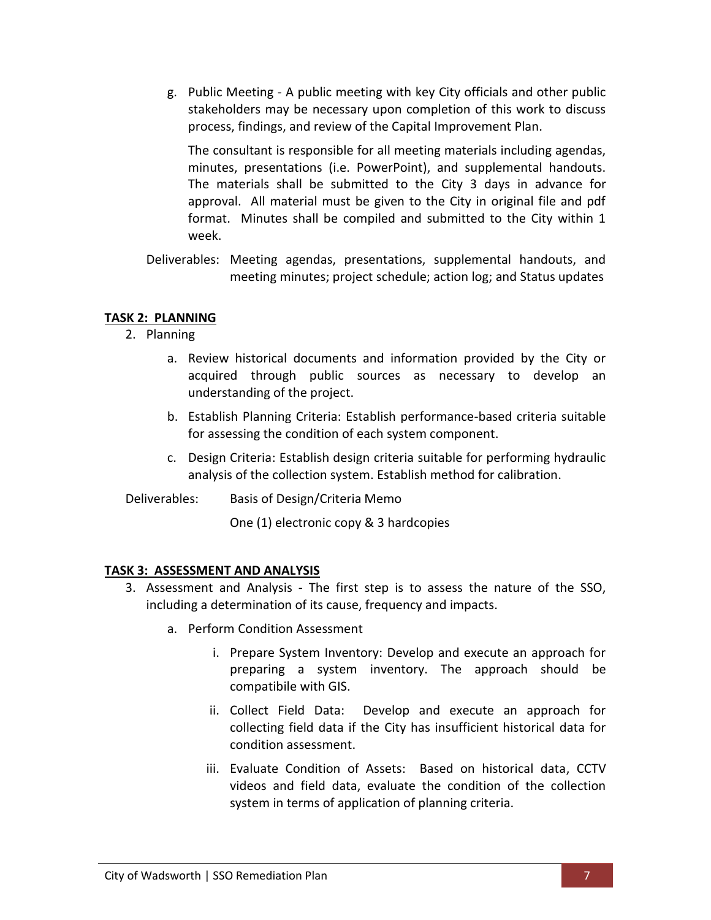g. Public Meeting - A public meeting with key City officials and other public stakeholders may be necessary upon completion of this work to discuss process, findings, and review of the Capital Improvement Plan.

   The consultant is responsible for all meeting materials including agendas, minutes, presentations (i.e. PowerPoint), and supplemental handouts. The materials shall be submitted to the City 3 days in advance for approval. All material must be given to the City in original file and pdf format. Minutes shall be compiled and submitted to the City within 1 week.

Deliverables: Meeting agendas, presentations, supplemental handouts, and meeting minutes; project schedule; action log; and Status updates

## TASK 2: PLANNING

2. Planning

   a. Review historical documents and information provided by the City or acquired through public sources as necessary to develop an understanding of the project.

   b. Establish Planning Criteria: Establish performance-based criteria suitable for assessing the condition of each system component.

   c. Design Criteria: Establish design criteria suitable for performing hydraulic analysis of the collection system. Establish method for calibration.

Deliverables: Basis of Design/Criteria Memo

One (1) electronic copy & 3 hardcopies

## TASK 3: ASSESSMENT AND ANALYSIS

3. Assessment and Analysis - The first step is to assess the nature of the SSO, including a determination of its cause, frequency and impacts.

   a. Perform Condition Assessment

      i. Prepare System Inventory: Develop and execute an approach for preparing a system inventory. The approach should be compatibile with GIS.

      ii. Collect Field Data: Develop and execute an approach for collecting field data if the City has insufficient historical data for condition assessment.

      iii. Evaluate Condition of Assets: Based on historical data, CCTV videos and field data, evaluate the condition of the collection system in terms of application of planning criteria.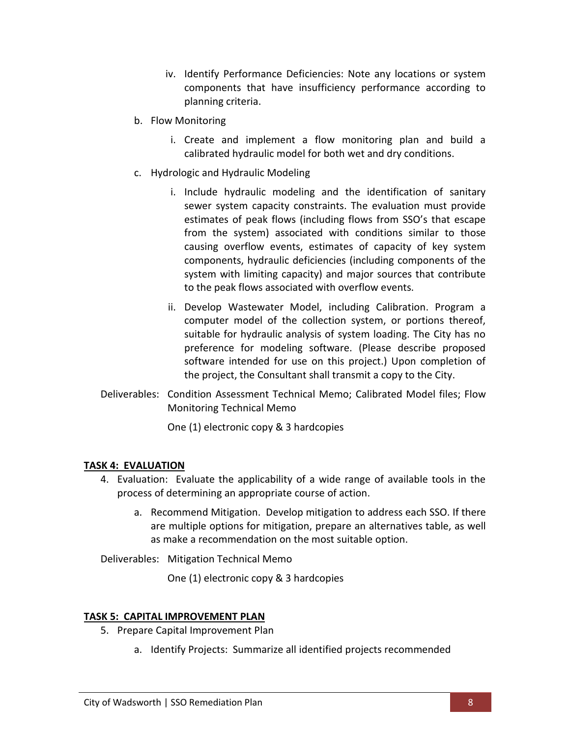iv. Identify Performance Deficiencies: Note any locations or system components that have insufficiency performance according to planning criteria.

b. Flow Monitoring

   i. Create and implement a flow monitoring plan and build a calibrated hydraulic model for both wet and dry conditions.

c. Hydrologic and Hydraulic Modeling

   i. Include hydraulic modeling and the identification of sanitary sewer system capacity constraints. The evaluation must provide estimates of peak flows (including flows from SSO's that escape from the system) associated with conditions similar to those causing overflow events, estimates of capacity of key system components, hydraulic deficiencies (including components of the system with limiting capacity) and major sources that contribute to the peak flows associated with overflow events.

   ii. Develop Wastewater Model, including Calibration. Program a computer model of the collection system, or portions thereof, suitable for hydraulic analysis of system loading. The City has no preference for modeling software. (Please describe proposed software intended for use on this project.) Upon completion of the project, the Consultant shall transmit a copy to the City.

Deliverables: Condition Assessment Technical Memo; Calibrated Model files; Flow Monitoring Technical Memo

One (1) electronic copy & 3 hardcopies

**TASK 4: EVALUATION**

4. Evaluation: Evaluate the applicability of a wide range of available tools in the process of determining an appropriate course of action.

   a. Recommend Mitigation. Develop mitigation to address each SSO. If there are multiple options for mitigation, prepare an alternatives table, as well as make a recommendation on the most suitable option.

Deliverables: Mitigation Technical Memo

One (1) electronic copy & 3 hardcopies

**TASK 5: CAPITAL IMPROVEMENT PLAN**

5. Prepare Capital Improvement Plan

   a. Identify Projects: Summarize all identified projects recommended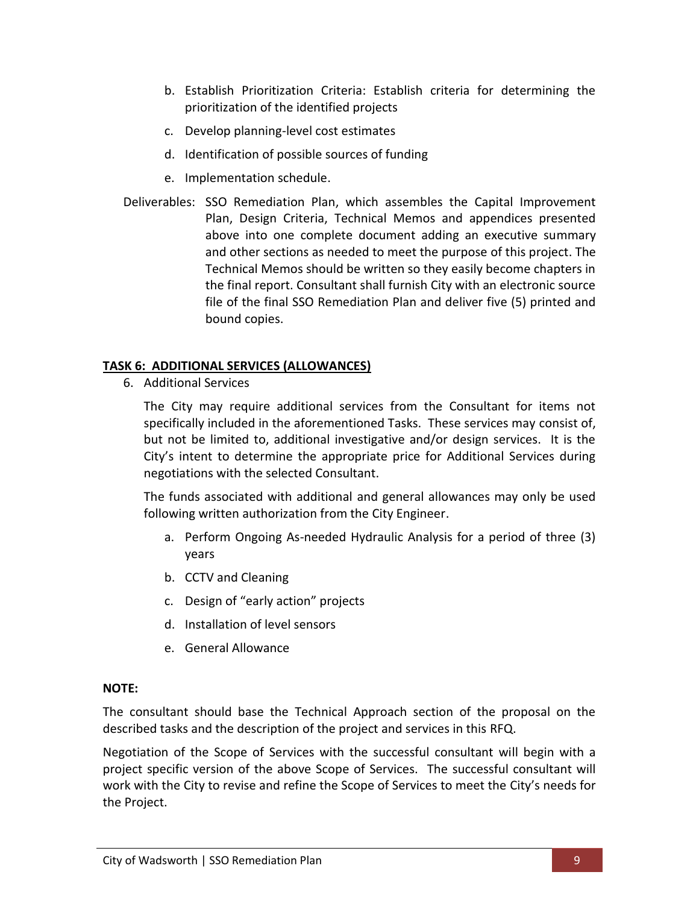b. Establish Prioritization Criteria: Establish criteria for determining the prioritization of the identified projects

c. Develop planning-level cost estimates

d. Identification of possible sources of funding

e. Implementation schedule.

Deliverables: SSO Remediation Plan, which assembles the Capital Improvement Plan, Design Criteria, Technical Memos and appendices presented above into one complete document adding an executive summary and other sections as needed to meet the purpose of this project. The Technical Memos should be written so they easily become chapters in the final report. Consultant shall furnish City with an electronic source file of the final SSO Remediation Plan and deliver five (5) printed and bound copies.

**TASK 6: ADDITIONAL SERVICES (ALLOWANCES)**

6. Additional Services

   The City may require additional services from the Consultant for items not specifically included in the aforementioned Tasks. These services may consist of, but not be limited to, additional investigative and/or design services. It is the City's intent to determine the appropriate price for Additional Services during negotiations with the selected Consultant.

   The funds associated with additional and general allowances may only be used following written authorization from the City Engineer.

   a. Perform Ongoing As-needed Hydraulic Analysis for a period of three (3) years

   b. CCTV and Cleaning

   c. Design of "early action" projects

   d. Installation of level sensors

   e. General Allowance

**NOTE:**

The consultant should base the Technical Approach section of the proposal on the described tasks and the description of the project and services in this RFQ.

Negotiation of the Scope of Services with the successful consultant will begin with a project specific version of the above Scope of Services. The successful consultant will work with the City to revise and refine the Scope of Services to meet the City's needs for the Project.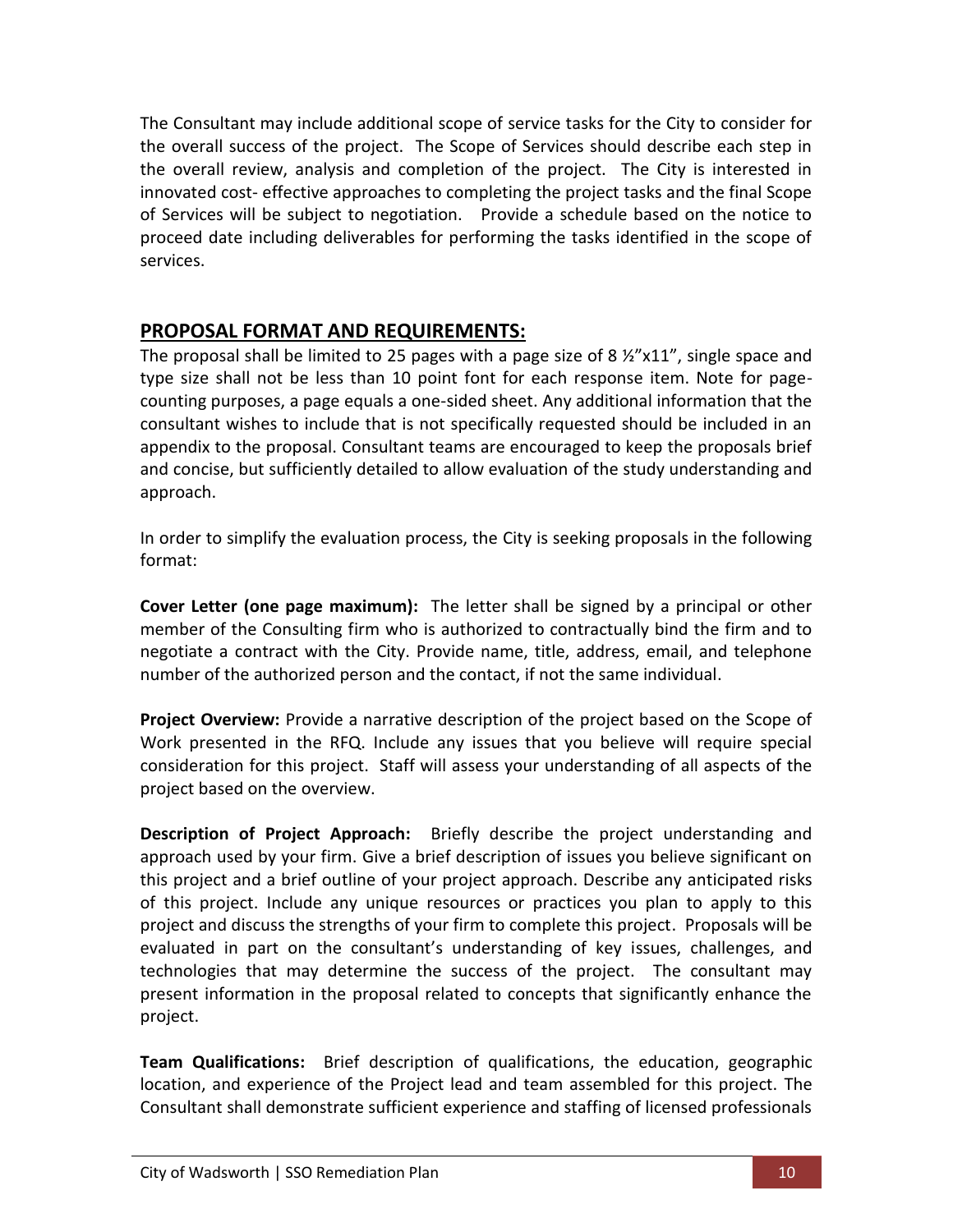The Consultant may include additional scope of service tasks for the City to consider for the overall success of the project. The Scope of Services should describe each step in the overall review, analysis and completion of the project. The City is interested in innovated cost- effective approaches to completing the project tasks and the final Scope of Services will be subject to negotiation. Provide a schedule based on the notice to proceed date including deliverables for performing the tasks identified in the scope of services.

## PROPOSAL FORMAT AND REQUIREMENTS:

The proposal shall be limited to 25 pages with a page size of 8 ½"x11", single space and type size shall not be less than 10 point font for each response item. Note for page-counting purposes, a page equals a one-sided sheet. Any additional information that the consultant wishes to include that is not specifically requested should be included in an appendix to the proposal. Consultant teams are encouraged to keep the proposals brief and concise, but sufficiently detailed to allow evaluation of the study understanding and approach.

In order to simplify the evaluation process, the City is seeking proposals in the following format:

**Cover Letter (one page maximum):** The letter shall be signed by a principal or other member of the Consulting firm who is authorized to contractually bind the firm and to negotiate a contract with the City. Provide name, title, address, email, and telephone number of the authorized person and the contact, if not the same individual.

**Project Overview:** Provide a narrative description of the project based on the Scope of Work presented in the RFQ. Include any issues that you believe will require special consideration for this project. Staff will assess your understanding of all aspects of the project based on the overview.

**Description of Project Approach:** Briefly describe the project understanding and approach used by your firm. Give a brief description of issues you believe significant on this project and a brief outline of your project approach. Describe any anticipated risks of this project. Include any unique resources or practices you plan to apply to this project and discuss the strengths of your firm to complete this project. Proposals will be evaluated in part on the consultant's understanding of key issues, challenges, and technologies that may determine the success of the project. The consultant may present information in the proposal related to concepts that significantly enhance the project.

**Team Qualifications:** Brief description of qualifications, the education, geographic location, and experience of the Project lead and team assembled for this project. The Consultant shall demonstrate sufficient experience and staffing of licensed professionals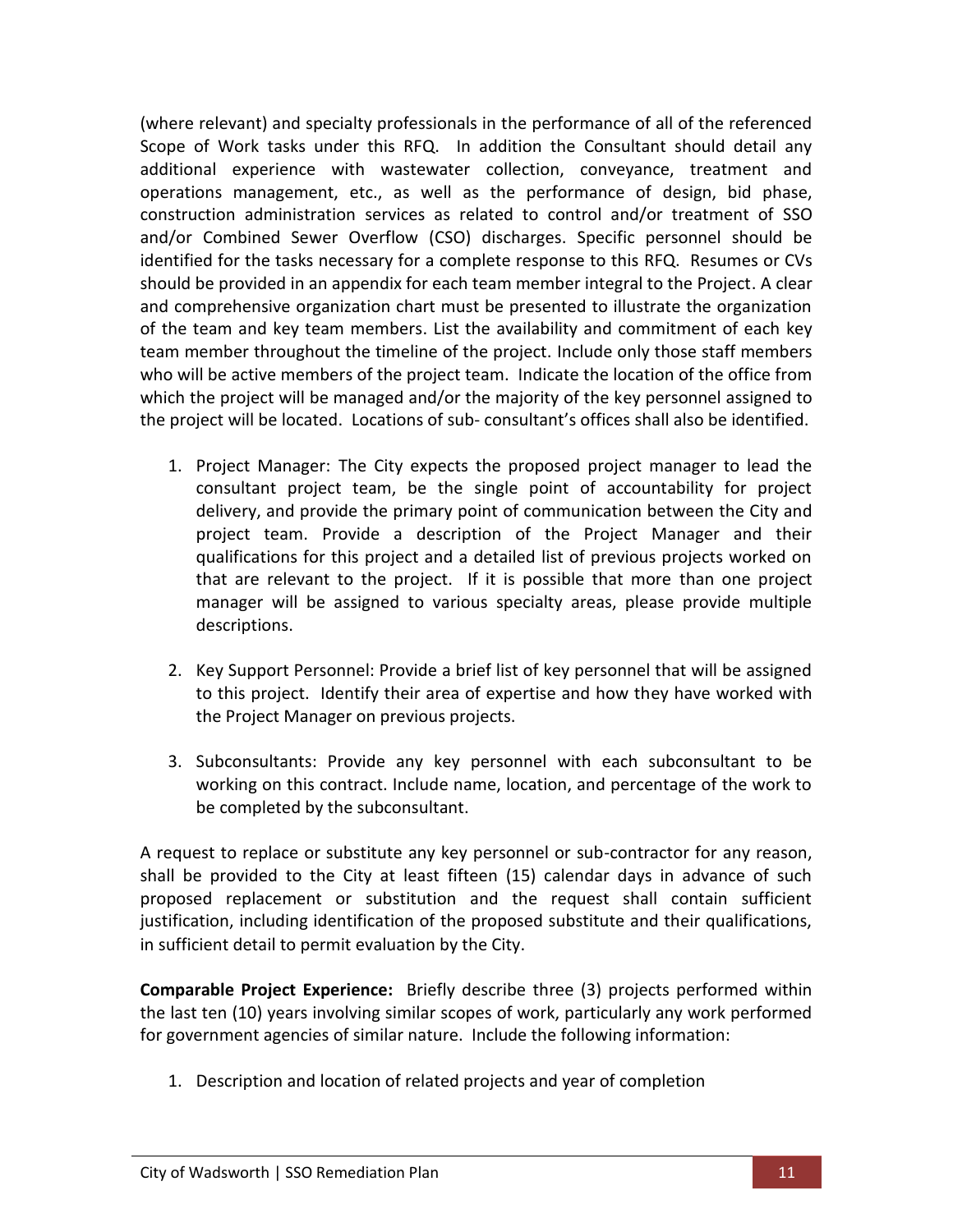(where relevant) and specialty professionals in the performance of all of the referenced Scope of Work tasks under this RFQ. In addition the Consultant should detail any additional experience with wastewater collection, conveyance, treatment and operations management, etc., as well as the performance of design, bid phase, construction administration services as related to control and/or treatment of SSO and/or Combined Sewer Overflow (CSO) discharges. Specific personnel should be identified for the tasks necessary for a complete response to this RFQ. Resumes or CVs should be provided in an appendix for each team member integral to the Project. A clear and comprehensive organization chart must be presented to illustrate the organization of the team and key team members. List the availability and commitment of each key team member throughout the timeline of the project. Include only those staff members who will be active members of the project team. Indicate the location of the office from which the project will be managed and/or the majority of the key personnel assigned to the project will be located. Locations of sub- consultant's offices shall also be identified.

1. Project Manager: The City expects the proposed project manager to lead the consultant project team, be the single point of accountability for project delivery, and provide the primary point of communication between the City and project team. Provide a description of the Project Manager and their qualifications for this project and a detailed list of previous projects worked on that are relevant to the project. If it is possible that more than one project manager will be assigned to various specialty areas, please provide multiple descriptions.

2. Key Support Personnel: Provide a brief list of key personnel that will be assigned to this project. Identify their area of expertise and how they have worked with the Project Manager on previous projects.

3. Subconsultants: Provide any key personnel with each subconsultant to be working on this contract. Include name, location, and percentage of the work to be completed by the subconsultant.

A request to replace or substitute any key personnel or sub-contractor for any reason, shall be provided to the City at least fifteen (15) calendar days in advance of such proposed replacement or substitution and the request shall contain sufficient justification, including identification of the proposed substitute and their qualifications, in sufficient detail to permit evaluation by the City.

**Comparable Project Experience:** Briefly describe three (3) projects performed within the last ten (10) years involving similar scopes of work, particularly any work performed for government agencies of similar nature. Include the following information:

1. Description and location of related projects and year of completion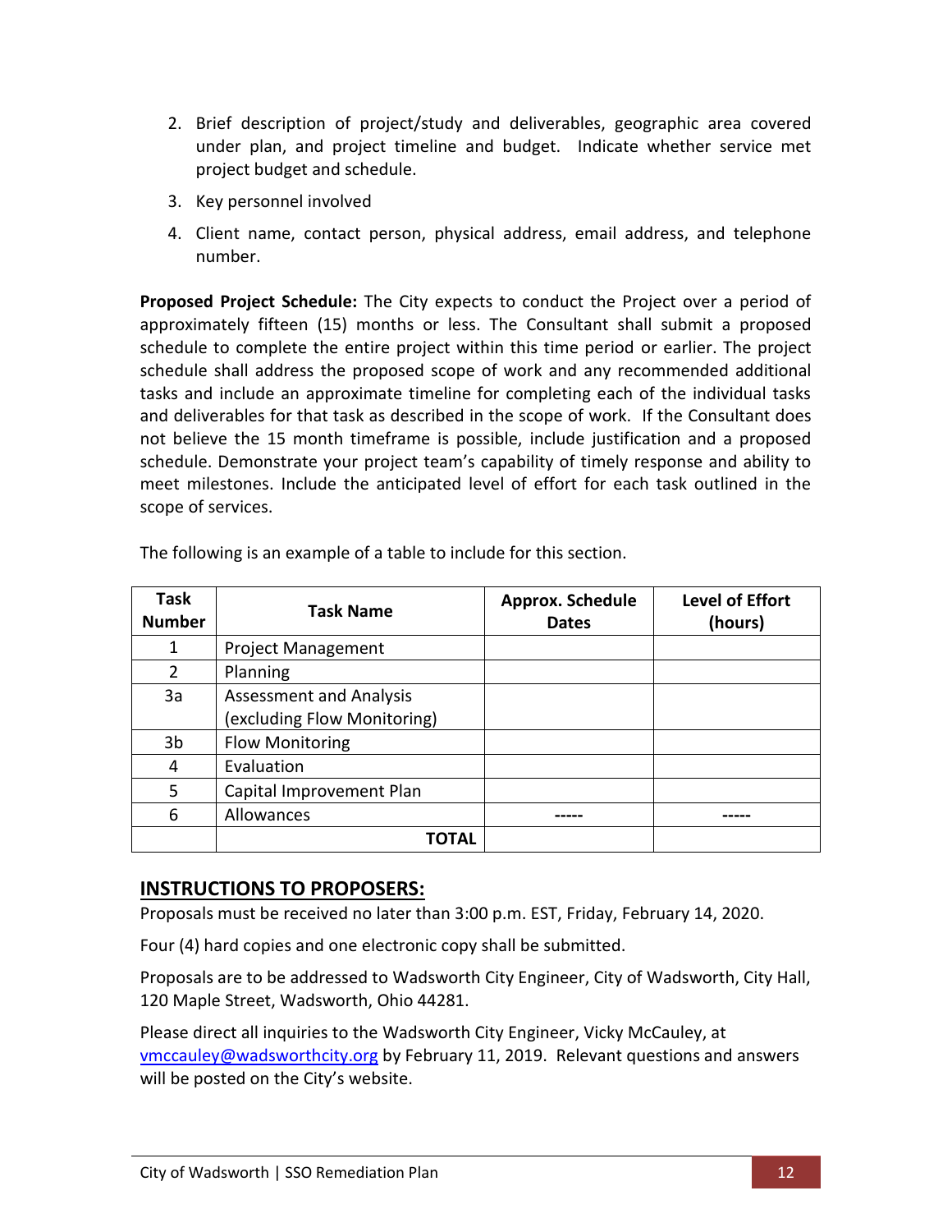2. Brief description of project/study and deliverables, geographic area covered under plan, and project timeline and budget. Indicate whether service met project budget and schedule.
3. Key personnel involved
4. Client name, contact person, physical address, email address, and telephone number.

**Proposed Project Schedule:** The City expects to conduct the Project over a period of approximately fifteen (15) months or less. The Consultant shall submit a proposed schedule to complete the entire project within this time period or earlier. The project schedule shall address the proposed scope of work and any recommended additional tasks and include an approximate timeline for completing each of the individual tasks and deliverables for that task as described in the scope of work. If the Consultant does not believe the 15 month timeframe is possible, include justification and a proposed schedule. Demonstrate your project team's capability of timely response and ability to meet milestones. Include the anticipated level of effort for each task outlined in the scope of services.

The following is an example of a table to include for this section.

| Task Number | Task Name | Approx. Schedule Dates | Level of Effort (hours) |
|---|---|---|---|
| 1 | Project Management | | |
| 2 | Planning | | |
| 3a | Assessment and Analysis (excluding Flow Monitoring) | | |
| 3b | Flow Monitoring | | |
| 4 | Evaluation | | |
| 5 | Capital Improvement Plan | | |
| 6 | Allowances | ----- | ----- |
| | **TOTAL** | | |

## INSTRUCTIONS TO PROPOSERS:

Proposals must be received no later than 3:00 p.m. EST, Friday, February 14, 2020.

Four (4) hard copies and one electronic copy shall be submitted.

Proposals are to be addressed to Wadsworth City Engineer, City of Wadsworth, City Hall, 120 Maple Street, Wadsworth, Ohio 44281.

Please direct all inquiries to the Wadsworth City Engineer, Vicky McCauley, at vmccauley@wadsworthcity.org by February 11, 2019. Relevant questions and answers will be posted on the City's website.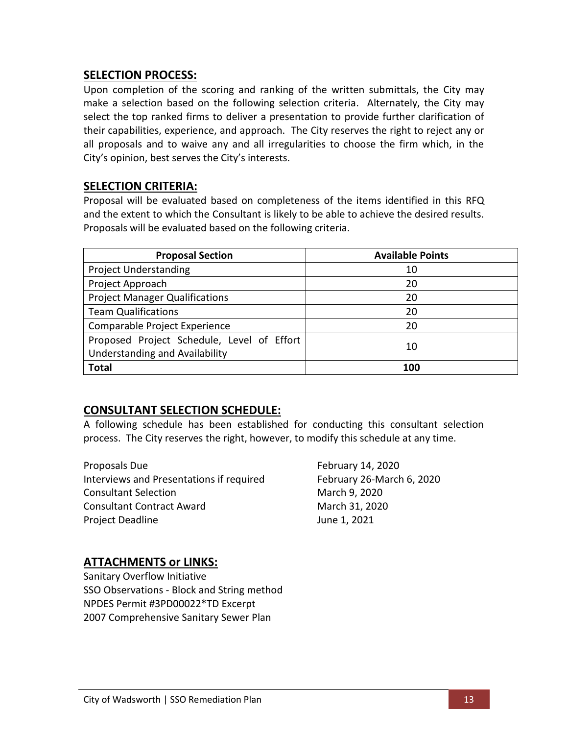## SELECTION PROCESS:

Upon completion of the scoring and ranking of the written submittals, the City may make a selection based on the following selection criteria. Alternately, the City may select the top ranked firms to deliver a presentation to provide further clarification of their capabilities, experience, and approach. The City reserves the right to reject any or all proposals and to waive any and all irregularities to choose the firm which, in the City's opinion, best serves the City's interests.

## SELECTION CRITERIA:

Proposal will be evaluated based on completeness of the items identified in this RFQ and the extent to which the Consultant is likely to be able to achieve the desired results. Proposals will be evaluated based on the following criteria.

| Proposal Section | Available Points |
|---|---|
| Project Understanding | 10 |
| Project Approach | 20 |
| Project Manager Qualifications | 20 |
| Team Qualifications | 20 |
| Comparable Project Experience | 20 |
| Proposed Project Schedule, Level of Effort Understanding and Availability | 10 |
| **Total** | **100** |

## CONSULTANT SELECTION SCHEDULE:

A following schedule has been established for conducting this consultant selection process. The City reserves the right, however, to modify this schedule at any time.

| | |
|---|---|
| Proposals Due | February 14, 2020 |
| Interviews and Presentations if required | February 26-March 6, 2020 |
| Consultant Selection | March 9, 2020 |
| Consultant Contract Award | March 31, 2020 |
| Project Deadline | June 1, 2021 |

## ATTACHMENTS or LINKS:

Sanitary Overflow Initiative
SSO Observations - Block and String method
NPDES Permit #3PD00022*TD Excerpt
2007 Comprehensive Sanitary Sewer Plan